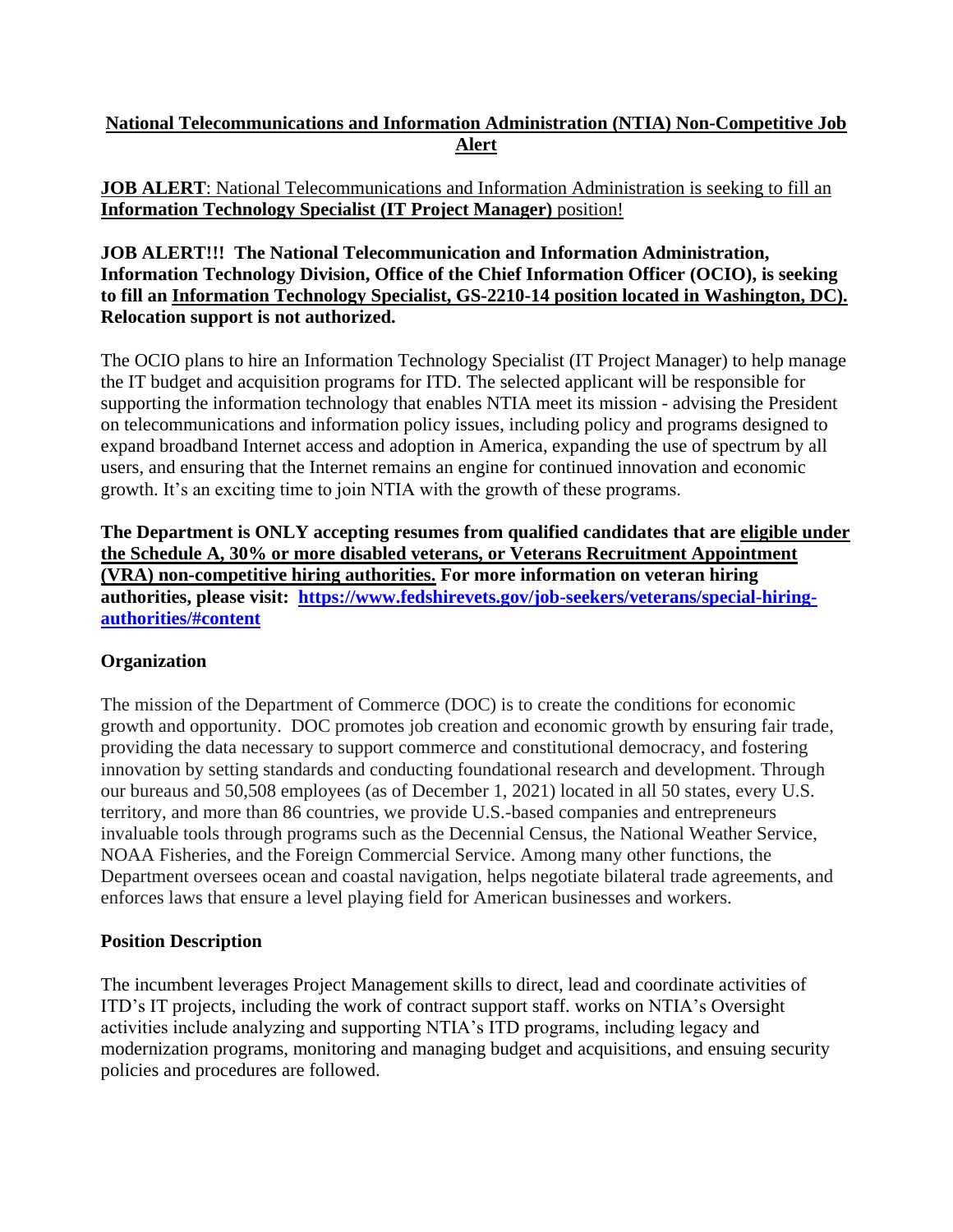# National Telecommunications and Information Administration (NTIA) Non-Competitive Job Alert

**JOB ALERT**: National Telecommunications and Information Administration is seeking to fill an **Information Technology Specialist (IT Project Manager)** position!

**JOB ALERT!!! The National Telecommunication and Information Administration, Information Technology Division, Office of the Chief Information Officer (OCIO), is seeking to fill an Information Technology Specialist, GS-2210-14 position located in Washington, DC). Relocation support is not authorized.**

The OCIO plans to hire an Information Technology Specialist (IT Project Manager) to help manage the IT budget and acquisition programs for ITD. The selected applicant will be responsible for supporting the information technology that enables NTIA meet its mission - advising the President on telecommunications and information policy issues, including policy and programs designed to expand broadband Internet access and adoption in America, expanding the use of spectrum by all users, and ensuring that the Internet remains an engine for continued innovation and economic growth. It's an exciting time to join NTIA with the growth of these programs.

**The Department is ONLY accepting resumes from qualified candidates that are eligible under the Schedule A, 30% or more disabled veterans, or Veterans Recruitment Appointment (VRA) non-competitive hiring authorities. For more information on veteran hiring authorities, please visit: [https://www.fedshirevets.gov/job-seekers/veterans/special-hiring-authorities/#content](https://www.fedshirevets.gov/job-seekers/veterans/special-hiring-authorities/#content)**

## Organization

The mission of the Department of Commerce (DOC) is to create the conditions for economic growth and opportunity. DOC promotes job creation and economic growth by ensuring fair trade, providing the data necessary to support commerce and constitutional democracy, and fostering innovation by setting standards and conducting foundational research and development. Through our bureaus and 50,508 employees (as of December 1, 2021) located in all 50 states, every U.S. territory, and more than 86 countries, we provide U.S.-based companies and entrepreneurs invaluable tools through programs such as the Decennial Census, the National Weather Service, NOAA Fisheries, and the Foreign Commercial Service. Among many other functions, the Department oversees ocean and coastal navigation, helps negotiate bilateral trade agreements, and enforces laws that ensure a level playing field for American businesses and workers.

## Position Description

The incumbent leverages Project Management skills to direct, lead and coordinate activities of ITD's IT projects, including the work of contract support staff. works on NTIA's Oversight activities include analyzing and supporting NTIA's ITD programs, including legacy and modernization programs, monitoring and managing budget and acquisitions, and ensuing security policies and procedures are followed.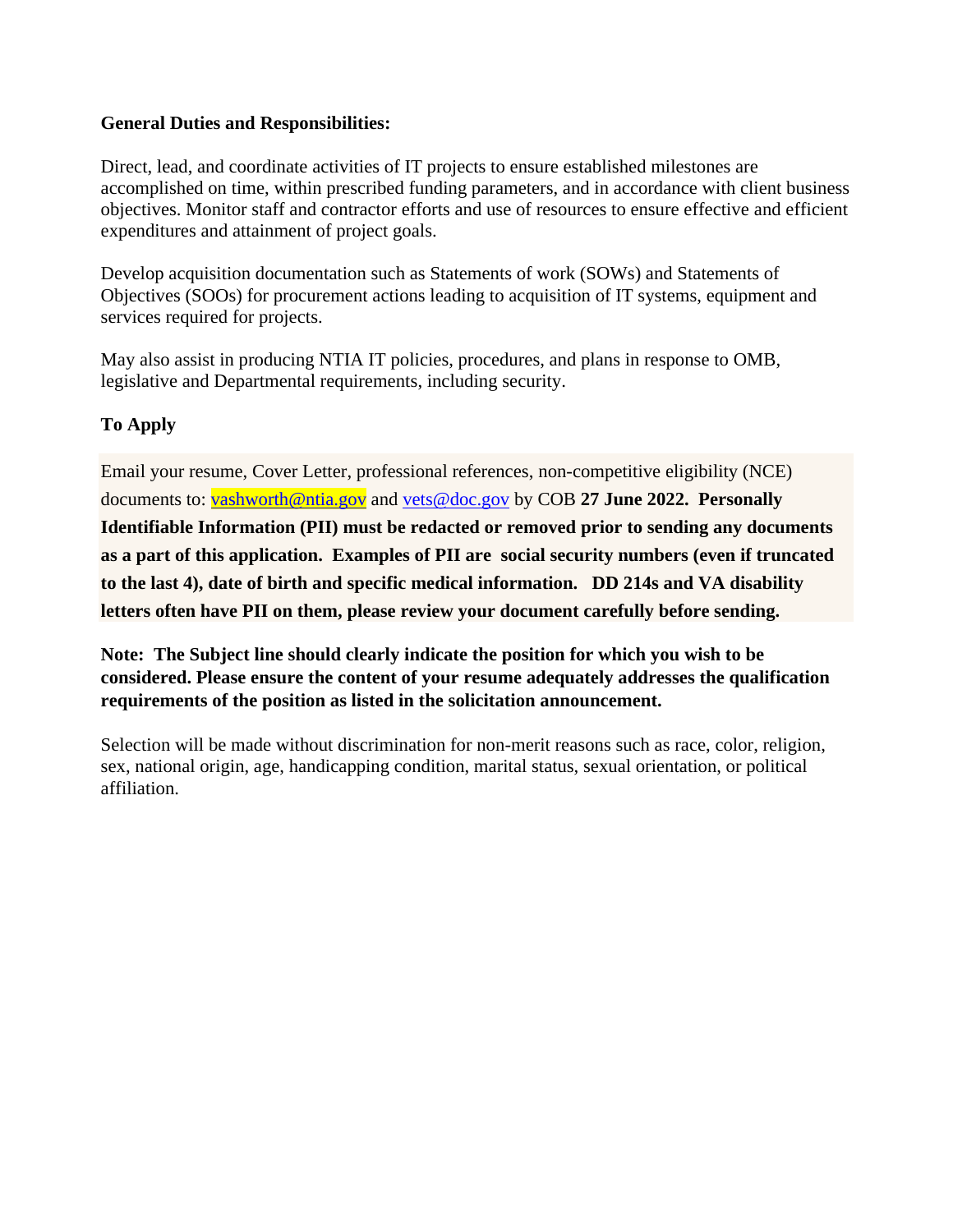**General Duties and Responsibilities:**

Direct, lead, and coordinate activities of IT projects to ensure established milestones are accomplished on time, within prescribed funding parameters, and in accordance with client business objectives. Monitor staff and contractor efforts and use of resources to ensure effective and efficient expenditures and attainment of project goals.

Develop acquisition documentation such as Statements of work (SOWs) and Statements of Objectives (SOOs) for procurement actions leading to acquisition of IT systems, equipment and services required for projects.

May also assist in producing NTIA IT policies, procedures, and plans in response to OMB, legislative and Departmental requirements, including security.

**To Apply**

Email your resume, Cover Letter, professional references, non-competitive eligibility (NCE) documents to: vashworth@ntia.gov and vets@doc.gov by COB **27 June 2022. Personally Identifiable Information (PII) must be redacted or removed prior to sending any documents as a part of this application. Examples of PII are social security numbers (even if truncated to the last 4), date of birth and specific medical information. DD 214s and VA disability letters often have PII on them, please review your document carefully before sending.**

**Note: The Subject line should clearly indicate the position for which you wish to be considered. Please ensure the content of your resume adequately addresses the qualification requirements of the position as listed in the solicitation announcement.**

Selection will be made without discrimination for non-merit reasons such as race, color, religion, sex, national origin, age, handicapping condition, marital status, sexual orientation, or political affiliation.